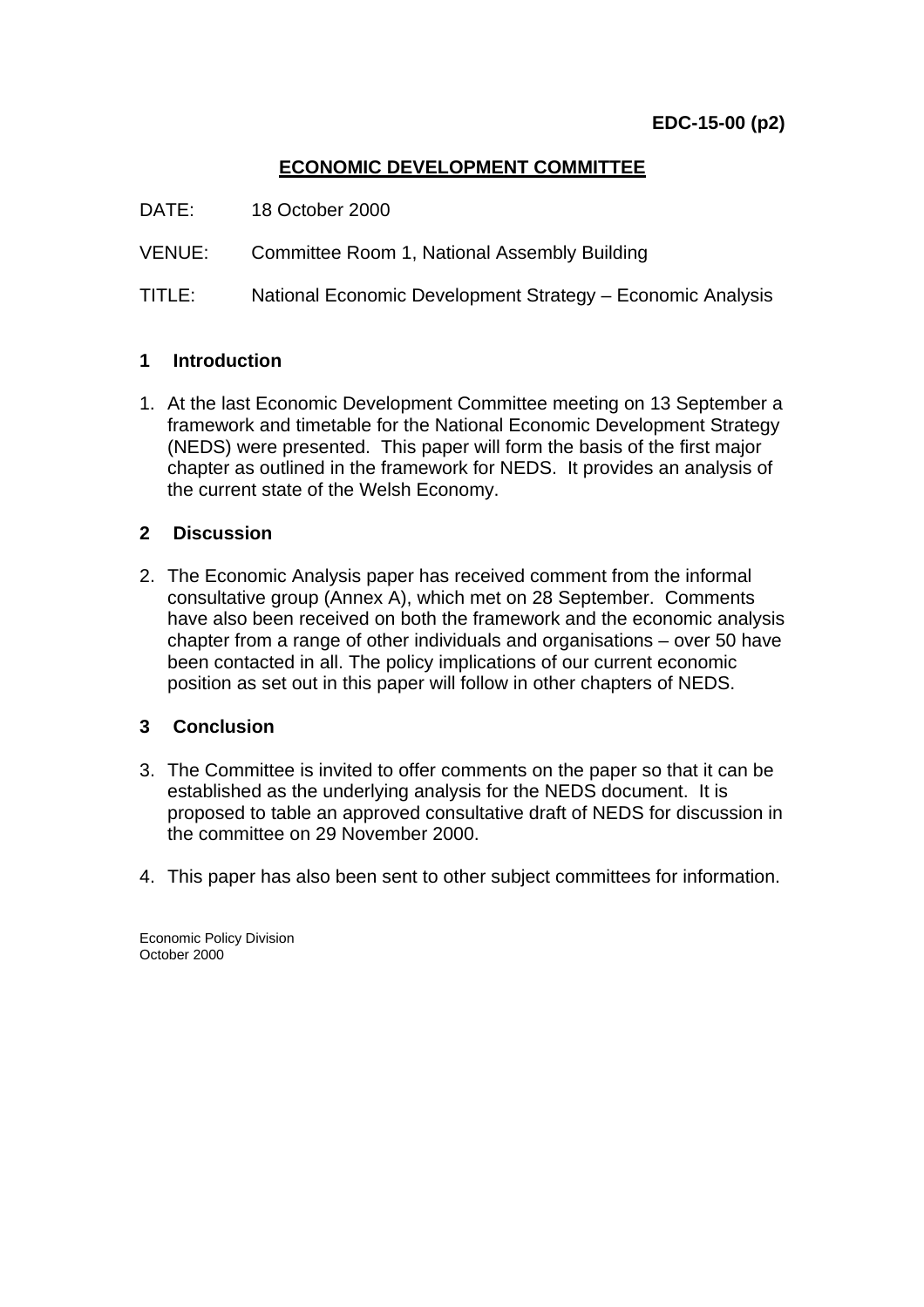**EDC-15-00 (p2)**

## ECONOMIC DEVELOPMENT COMMITTEE

DATE: 18 October 2000

VENUE: Committee Room 1, National Assembly Building

TITLE: National Economic Development Strategy – Economic Analysis

### 1 Introduction

1. At the last Economic Development Committee meeting on 13 September a framework and timetable for the National Economic Development Strategy (NEDS) were presented. This paper will form the basis of the first major chapter as outlined in the framework for NEDS. It provides an analysis of the current state of the Welsh Economy.

### 2 Discussion

2. The Economic Analysis paper has received comment from the informal consultative group (Annex A), which met on 28 September. Comments have also been received on both the framework and the economic analysis chapter from a range of other individuals and organisations – over 50 have been contacted in all. The policy implications of our current economic position as set out in this paper will follow in other chapters of NEDS.

### 3 Conclusion

3. The Committee is invited to offer comments on the paper so that it can be established as the underlying analysis for the NEDS document. It is proposed to table an approved consultative draft of NEDS for discussion in the committee on 29 November 2000.

4. This paper has also been sent to other subject committees for information.

Economic Policy Division
October 2000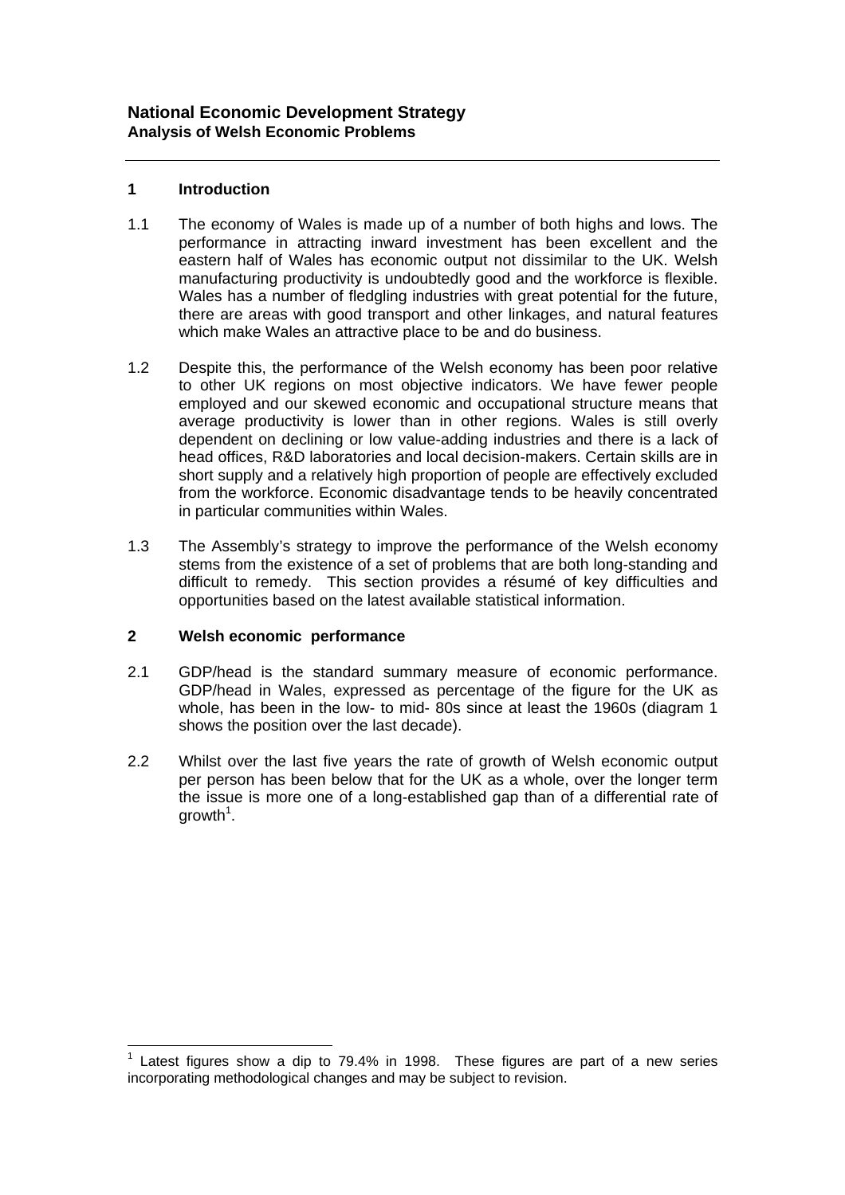# National Economic Development Strategy
## Analysis of Welsh Economic Problems

---

### 1 Introduction

1.1 The economy of Wales is made up of a number of both highs and lows. The performance in attracting inward investment has been excellent and the eastern half of Wales has economic output not dissimilar to the UK. Welsh manufacturing productivity is undoubtedly good and the workforce is flexible. Wales has a number of fledgling industries with great potential for the future, there are areas with good transport and other linkages, and natural features which make Wales an attractive place to be and do business.

1.2 Despite this, the performance of the Welsh economy has been poor relative to other UK regions on most objective indicators. We have fewer people employed and our skewed economic and occupational structure means that average productivity is lower than in other regions. Wales is still overly dependent on declining or low value-adding industries and there is a lack of head offices, R&D laboratories and local decision-makers. Certain skills are in short supply and a relatively high proportion of people are effectively excluded from the workforce. Economic disadvantage tends to be heavily concentrated in particular communities within Wales.

1.3 The Assembly's strategy to improve the performance of the Welsh economy stems from the existence of a set of problems that are both long-standing and difficult to remedy. This section provides a résumé of key difficulties and opportunities based on the latest available statistical information.

### 2 Welsh economic performance

2.1 GDP/head is the standard summary measure of economic performance. GDP/head in Wales, expressed as percentage of the figure for the UK as whole, has been in the low- to mid- 80s since at least the 1960s (diagram 1 shows the position over the last decade).

2.2 Whilst over the last five years the rate of growth of Welsh economic output per person has been below that for the UK as a whole, over the longer term the issue is more one of a long-established gap than of a differential rate of growth[1].

---

[1] Latest figures show a dip to 79.4% in 1998. These figures are part of a new series incorporating methodological changes and may be subject to revision.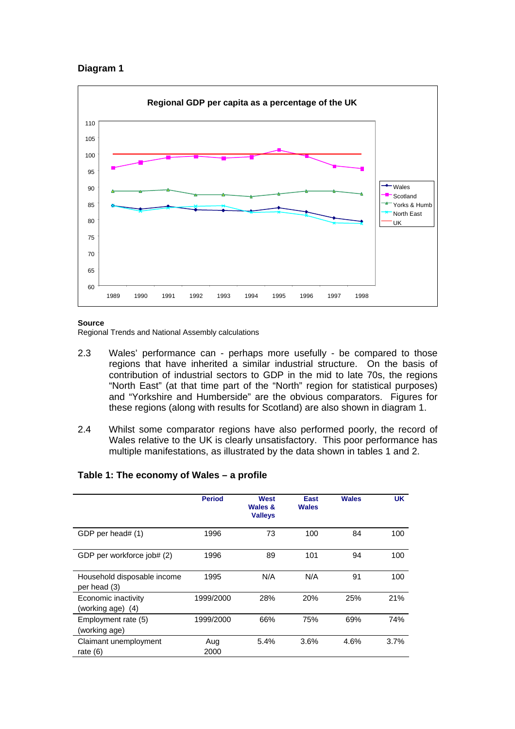## Diagram 1

**Regional GDP per capita as a percentage of the UK**

**Source**
Regional Trends and National Assembly calculations

2.3 Wales' performance can - perhaps more usefully - be compared to those regions that have inherited a similar industrial structure. On the basis of contribution of industrial sectors to GDP in the mid to late 70s, the regions "North East" (at that time part of the "North" region for statistical purposes) and "Yorkshire and Humberside" are the obvious comparators. Figures for these regions (along with results for Scotland) are also shown in diagram 1.

2.4 Whilst some comparator regions have also performed poorly, the record of Wales relative to the UK is clearly unsatisfactory. This poor performance has multiple manifestations, as illustrated by the data shown in tables 1 and 2.

**Table 1: The economy of Wales – a profile**

| | Period | West Wales & Valleys | East Wales | Wales | UK |
|---|---|---|---|---|---|
| GDP per head# (1) | 1996 | 73 | 100 | 84 | 100 |
| GDP per workforce job# (2) | 1996 | 89 | 101 | 94 | 100 |
| Household disposable income per head (3) | 1995 | N/A | N/A | 91 | 100 |
| Economic inactivity (working age) (4) | 1999/2000 | 28% | 20% | 25% | 21% |
| Employment rate (5) (working age) | 1999/2000 | 66% | 75% | 69% | 74% |
| Claimant unemployment rate (6) | Aug 2000 | 5.4% | 3.6% | 4.6% | 3.7% |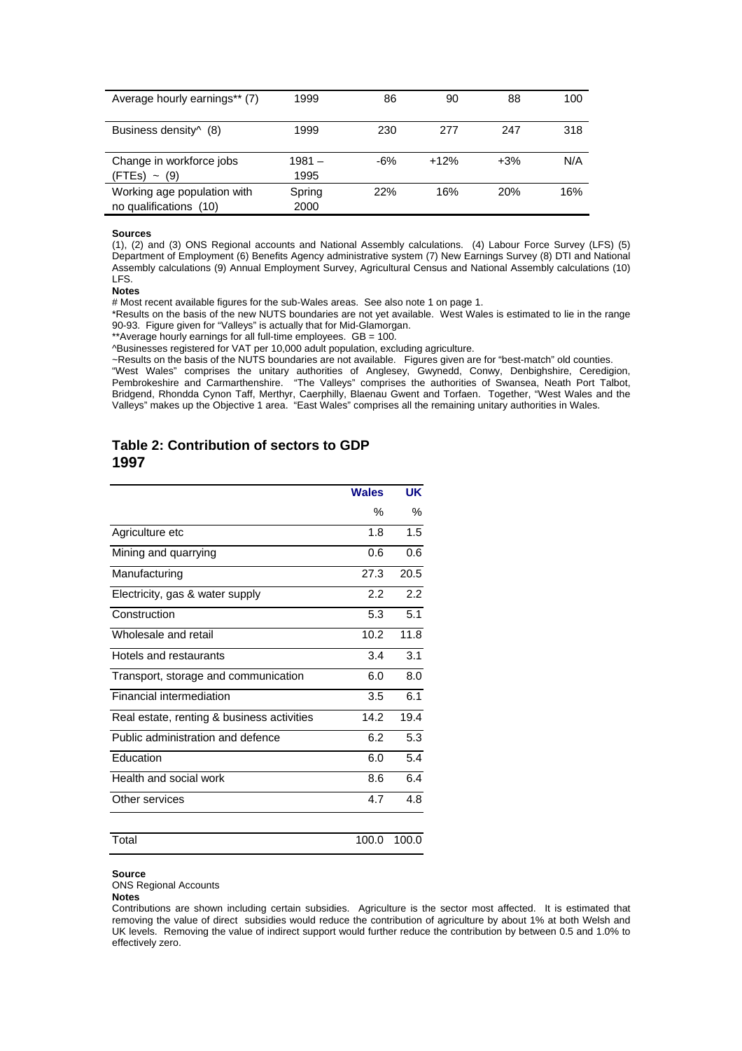| | | | | | |
|---|---|---|---|---|---|
| Average hourly earnings** (7) | 1999 | 86 | 90 | 88 | 100 |
| Business density^ (8) | 1999 | 230 | 277 | 247 | 318 |
| Change in workforce jobs (FTEs) ~ (9) | 1981 – 1995 | -6% | +12% | +3% | N/A |
| Working age population with no qualifications (10) | Spring 2000 | 22% | 16% | 20% | 16% |

**Sources**

(1), (2) and (3) ONS Regional accounts and National Assembly calculations. (4) Labour Force Survey (LFS) (5) Department of Employment (6) Benefits Agency administrative system (7) New Earnings Survey (8) DTI and National Assembly calculations (9) Annual Employment Survey, Agricultural Census and National Assembly calculations (10) LFS.

**Notes**

# Most recent available figures for the sub-Wales areas. See also note 1 on page 1.

*Results on the basis of the new NUTS boundaries are not yet available. West Wales is estimated to lie in the range 90-93. Figure given for "Valleys" is actually that for Mid-Glamorgan.

**Average hourly earnings for all full-time employees. GB = 100.

^Businesses registered for VAT per 10,000 adult population, excluding agriculture.

~Results on the basis of the NUTS boundaries are not available. Figures given are for "best-match" old counties.

"West Wales" comprises the unitary authorities of Anglesey, Gwynedd, Conwy, Denbighshire, Ceredigion, Pembrokeshire and Carmarthenshire. "The Valleys" comprises the authorities of Swansea, Neath Port Talbot, Bridgend, Rhondda Cynon Taff, Merthyr, Caerphilly, Blaenau Gwent and Torfaen. Together, "West Wales and the Valleys" makes up the Objective 1 area. "East Wales" comprises all the remaining unitary authorities in Wales.

## Table 2: Contribution of sectors to GDP 1997

| | Wales | UK |
|---|---|---|
| | % | % |
| Agriculture etc | 1.8 | 1.5 |
| Mining and quarrying | 0.6 | 0.6 |
| Manufacturing | 27.3 | 20.5 |
| Electricity, gas & water supply | 2.2 | 2.2 |
| Construction | 5.3 | 5.1 |
| Wholesale and retail | 10.2 | 11.8 |
| Hotels and restaurants | 3.4 | 3.1 |
| Transport, storage and communication | 6.0 | 8.0 |
| Financial intermediation | 3.5 | 6.1 |
| Real estate, renting & business activities | 14.2 | 19.4 |
| Public administration and defence | 6.2 | 5.3 |
| Education | 6.0 | 5.4 |
| Health and social work | 8.6 | 6.4 |
| Other services | 4.7 | 4.8 |
| Total | 100.0 | 100.0 |

**Source**

ONS Regional Accounts

**Notes**

Contributions are shown including certain subsidies. Agriculture is the sector most affected. It is estimated that removing the value of direct subsidies would reduce the contribution of agriculture by about 1% at both Welsh and UK levels. Removing the value of indirect support would further reduce the contribution by between 0.5 and 1.0% to effectively zero.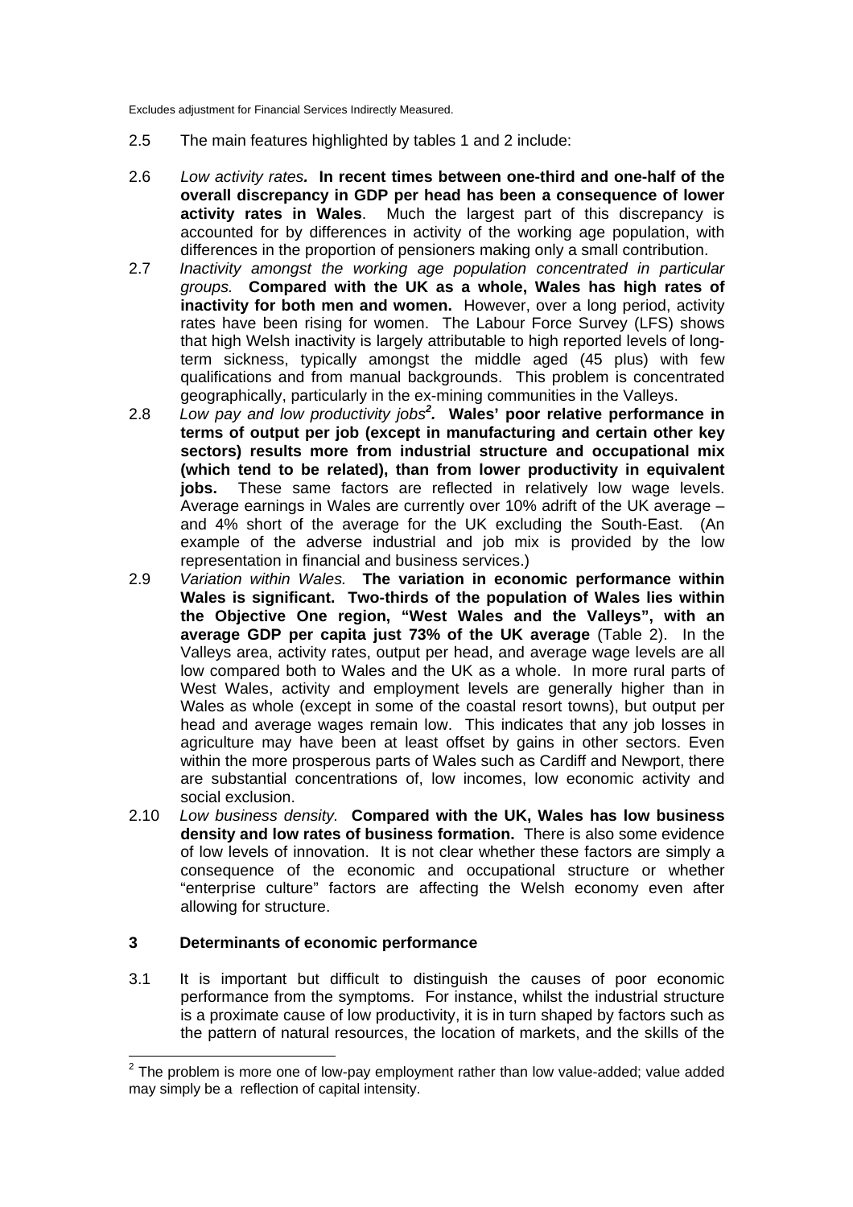Excludes adjustment for Financial Services Indirectly Measured.

2.5 The main features highlighted by tables 1 and 2 include:

2.6 *Low activity rates.* **In recent times between one-third and one-half of the overall discrepancy in GDP per head has been a consequence of lower activity rates in Wales**. Much the largest part of this discrepancy is accounted for by differences in activity of the working age population, with differences in the proportion of pensioners making only a small contribution.

2.7 *Inactivity amongst the working age population concentrated in particular groups.* **Compared with the UK as a whole, Wales has high rates of inactivity for both men and women.** However, over a long period, activity rates have been rising for women. The Labour Force Survey (LFS) shows that high Welsh inactivity is largely attributable to high reported levels of long-term sickness, typically amongst the middle aged (45 plus) with few qualifications and from manual backgrounds. This problem is concentrated geographically, particularly in the ex-mining communities in the Valleys.

2.8 *Low pay and low productivity jobs[2].* **Wales' poor relative performance in terms of output per job (except in manufacturing and certain other key sectors) results more from industrial structure and occupational mix (which tend to be related), than from lower productivity in equivalent jobs.** These same factors are reflected in relatively low wage levels. Average earnings in Wales are currently over 10% adrift of the UK average – and 4% short of the average for the UK excluding the South-East. (An example of the adverse industrial and job mix is provided by the low representation in financial and business services.)

2.9 *Variation within Wales.* **The variation in economic performance within Wales is significant. Two-thirds of the population of Wales lies within the Objective One region, "West Wales and the Valleys", with an average GDP per capita just 73% of the UK average** (Table 2). In the Valleys area, activity rates, output per head, and average wage levels are all low compared both to Wales and the UK as a whole. In more rural parts of West Wales, activity and employment levels are generally higher than in Wales as whole (except in some of the coastal resort towns), but output per head and average wages remain low. This indicates that any job losses in agriculture may have been at least offset by gains in other sectors. Even within the more prosperous parts of Wales such as Cardiff and Newport, there are substantial concentrations of, low incomes, low economic activity and social exclusion.

2.10 *Low business density.* **Compared with the UK, Wales has low business density and low rates of business formation.** There is also some evidence of low levels of innovation. It is not clear whether these factors are simply a consequence of the economic and occupational structure or whether "enterprise culture" factors are affecting the Welsh economy even after allowing for structure.

## 3 Determinants of economic performance

3.1 It is important but difficult to distinguish the causes of poor economic performance from the symptoms. For instance, whilst the industrial structure is a proximate cause of low productivity, it is in turn shaped by factors such as the pattern of natural resources, the location of markets, and the skills of the

[2] The problem is more one of low-pay employment rather than low value-added; value added may simply be a reflection of capital intensity.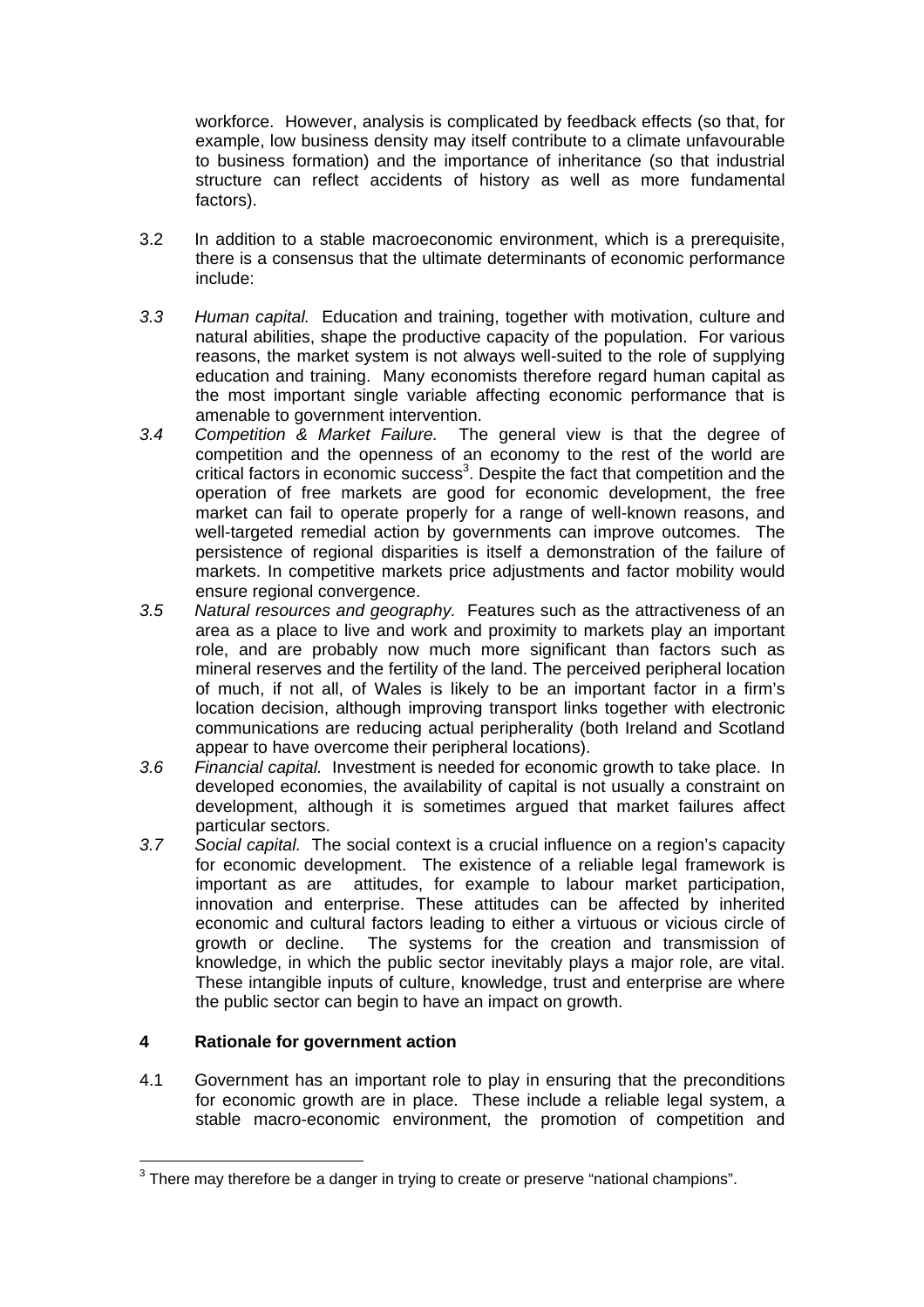workforce. However, analysis is complicated by feedback effects (so that, for example, low business density may itself contribute to a climate unfavourable to business formation) and the importance of inheritance (so that industrial structure can reflect accidents of history as well as more fundamental factors).

3.2 In addition to a stable macroeconomic environment, which is a prerequisite, there is a consensus that the ultimate determinants of economic performance include:

*3.3* *Human capital.* Education and training, together with motivation, culture and natural abilities, shape the productive capacity of the population. For various reasons, the market system is not always well-suited to the role of supplying education and training. Many economists therefore regard human capital as the most important single variable affecting economic performance that is amenable to government intervention.

*3.4* *Competition & Market Failure.* The general view is that the degree of competition and the openness of an economy to the rest of the world are critical factors in economic success[3]. Despite the fact that competition and the operation of free markets are good for economic development, the free market can fail to operate properly for a range of well-known reasons, and well-targeted remedial action by governments can improve outcomes. The persistence of regional disparities is itself a demonstration of the failure of markets. In competitive markets price adjustments and factor mobility would ensure regional convergence.

*3.5* *Natural resources and geography.* Features such as the attractiveness of an area as a place to live and work and proximity to markets play an important role, and are probably now much more significant than factors such as mineral reserves and the fertility of the land. The perceived peripheral location of much, if not all, of Wales is likely to be an important factor in a firm's location decision, although improving transport links together with electronic communications are reducing actual peripherality (both Ireland and Scotland appear to have overcome their peripheral locations).

*3.6* *Financial capital.* Investment is needed for economic growth to take place. In developed economies, the availability of capital is not usually a constraint on development, although it is sometimes argued that market failures affect particular sectors.

*3.7* *Social capital.* The social context is a crucial influence on a region's capacity for economic development. The existence of a reliable legal framework is important as are attitudes, for example to labour market participation, innovation and enterprise. These attitudes can be affected by inherited economic and cultural factors leading to either a virtuous or vicious circle of growth or decline. The systems for the creation and transmission of knowledge, in which the public sector inevitably plays a major role, are vital. These intangible inputs of culture, knowledge, trust and enterprise are where the public sector can begin to have an impact on growth.

## 4 Rationale for government action

4.1 Government has an important role to play in ensuring that the preconditions for economic growth are in place. These include a reliable legal system, a stable macro-economic environment, the promotion of competition and

[3] There may therefore be a danger in trying to create or preserve "national champions".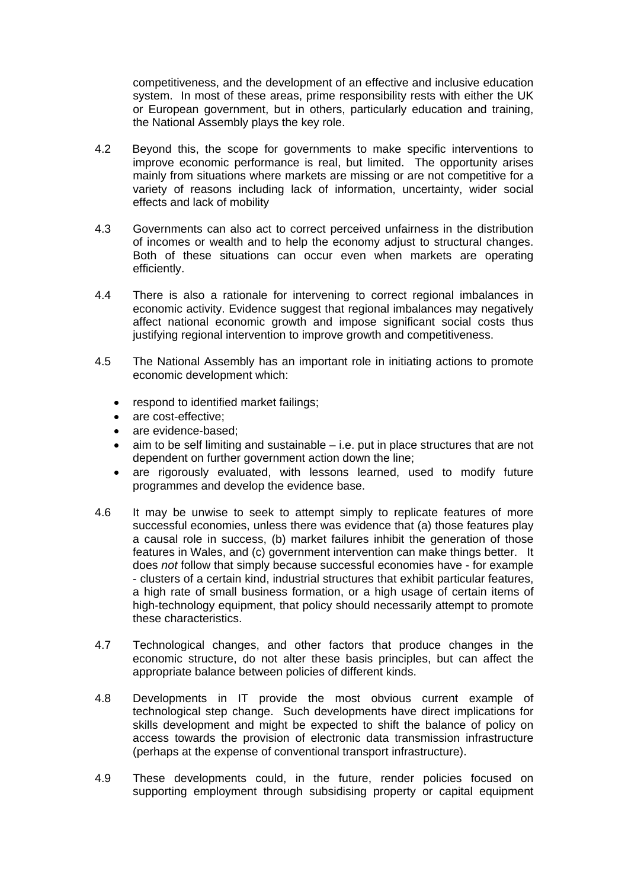competitiveness, and the development of an effective and inclusive education system. In most of these areas, prime responsibility rests with either the UK or European government, but in others, particularly education and training, the National Assembly plays the key role.

4.2 Beyond this, the scope for governments to make specific interventions to improve economic performance is real, but limited. The opportunity arises mainly from situations where markets are missing or are not competitive for a variety of reasons including lack of information, uncertainty, wider social effects and lack of mobility

4.3 Governments can also act to correct perceived unfairness in the distribution of incomes or wealth and to help the economy adjust to structural changes. Both of these situations can occur even when markets are operating efficiently.

4.4 There is also a rationale for intervening to correct regional imbalances in economic activity. Evidence suggest that regional imbalances may negatively affect national economic growth and impose significant social costs thus justifying regional intervention to improve growth and competitiveness.

4.5 The National Assembly has an important role in initiating actions to promote economic development which:

- respond to identified market failings;
- are cost-effective;
- are evidence-based;
- aim to be self limiting and sustainable – i.e. put in place structures that are not dependent on further government action down the line;
- are rigorously evaluated, with lessons learned, used to modify future programmes and develop the evidence base.

4.6 It may be unwise to seek to attempt simply to replicate features of more successful economies, unless there was evidence that (a) those features play a causal role in success, (b) market failures inhibit the generation of those features in Wales, and (c) government intervention can make things better. It does *not* follow that simply because successful economies have - for example - clusters of a certain kind, industrial structures that exhibit particular features, a high rate of small business formation, or a high usage of certain items of high-technology equipment, that policy should necessarily attempt to promote these characteristics.

4.7 Technological changes, and other factors that produce changes in the economic structure, do not alter these basis principles, but can affect the appropriate balance between policies of different kinds.

4.8 Developments in IT provide the most obvious current example of technological step change. Such developments have direct implications for skills development and might be expected to shift the balance of policy on access towards the provision of electronic data transmission infrastructure (perhaps at the expense of conventional transport infrastructure).

4.9 These developments could, in the future, render policies focused on supporting employment through subsidising property or capital equipment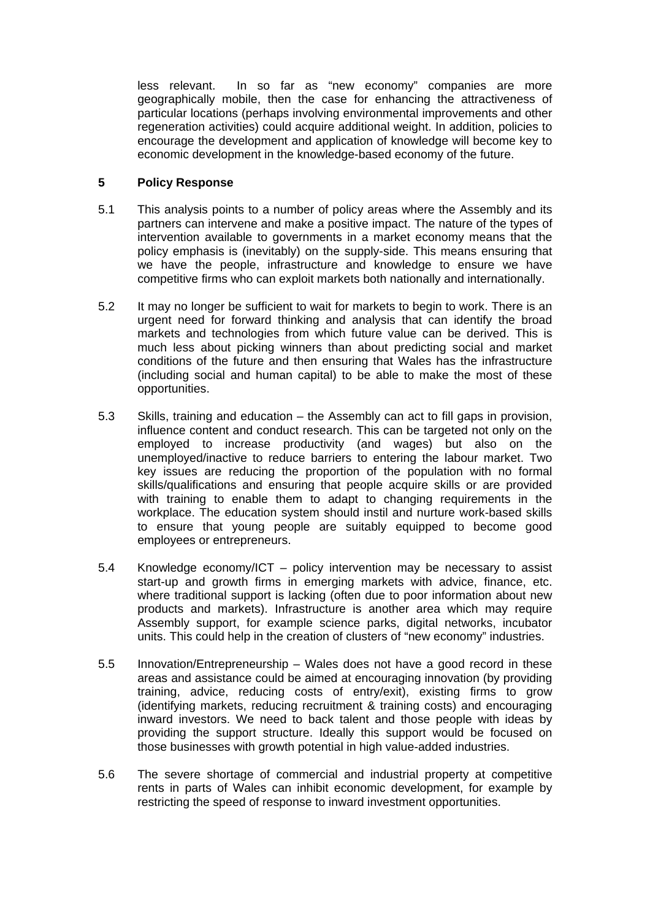less relevant. In so far as "new economy" companies are more geographically mobile, then the case for enhancing the attractiveness of particular locations (perhaps involving environmental improvements and other regeneration activities) could acquire additional weight. In addition, policies to encourage the development and application of knowledge will become key to economic development in the knowledge-based economy of the future.

## 5 Policy Response

5.1 This analysis points to a number of policy areas where the Assembly and its partners can intervene and make a positive impact. The nature of the types of intervention available to governments in a market economy means that the policy emphasis is (inevitably) on the supply-side. This means ensuring that we have the people, infrastructure and knowledge to ensure we have competitive firms who can exploit markets both nationally and internationally.

5.2 It may no longer be sufficient to wait for markets to begin to work. There is an urgent need for forward thinking and analysis that can identify the broad markets and technologies from which future value can be derived. This is much less about picking winners than about predicting social and market conditions of the future and then ensuring that Wales has the infrastructure (including social and human capital) to be able to make the most of these opportunities.

5.3 Skills, training and education – the Assembly can act to fill gaps in provision, influence content and conduct research. This can be targeted not only on the employed to increase productivity (and wages) but also on the unemployed/inactive to reduce barriers to entering the labour market. Two key issues are reducing the proportion of the population with no formal skills/qualifications and ensuring that people acquire skills or are provided with training to enable them to adapt to changing requirements in the workplace. The education system should instil and nurture work-based skills to ensure that young people are suitably equipped to become good employees or entrepreneurs.

5.4 Knowledge economy/ICT – policy intervention may be necessary to assist start-up and growth firms in emerging markets with advice, finance, etc. where traditional support is lacking (often due to poor information about new products and markets). Infrastructure is another area which may require Assembly support, for example science parks, digital networks, incubator units. This could help in the creation of clusters of "new economy" industries.

5.5 Innovation/Entrepreneurship – Wales does not have a good record in these areas and assistance could be aimed at encouraging innovation (by providing training, advice, reducing costs of entry/exit), existing firms to grow (identifying markets, reducing recruitment & training costs) and encouraging inward investors. We need to back talent and those people with ideas by providing the support structure. Ideally this support would be focused on those businesses with growth potential in high value-added industries.

5.6 The severe shortage of commercial and industrial property at competitive rents in parts of Wales can inhibit economic development, for example by restricting the speed of response to inward investment opportunities.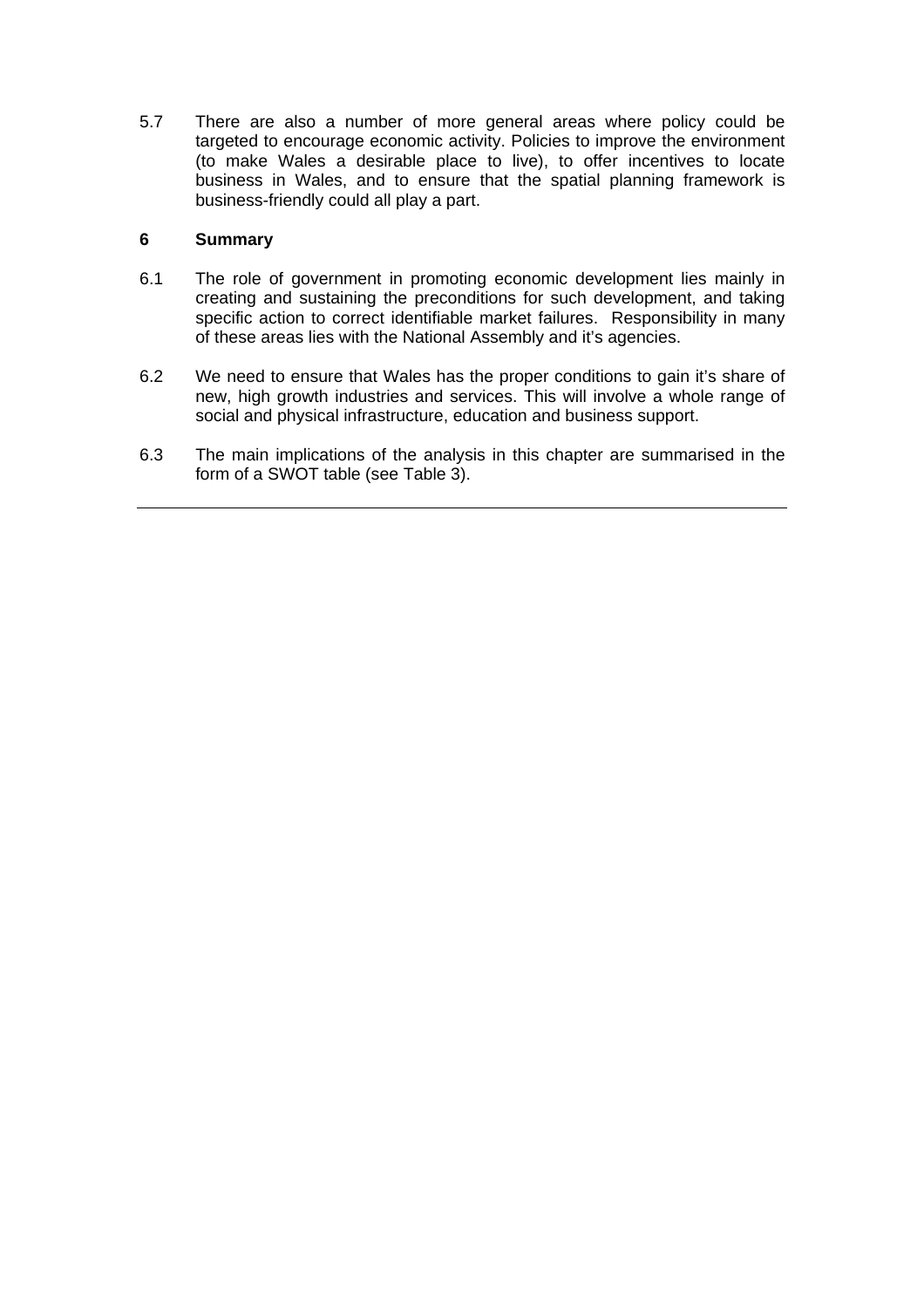5.7 There are also a number of more general areas where policy could be targeted to encourage economic activity. Policies to improve the environment (to make Wales a desirable place to live), to offer incentives to locate business in Wales, and to ensure that the spatial planning framework is business-friendly could all play a part.

## 6 Summary

6.1 The role of government in promoting economic development lies mainly in creating and sustaining the preconditions for such development, and taking specific action to correct identifiable market failures. Responsibility in many of these areas lies with the National Assembly and it's agencies.

6.2 We need to ensure that Wales has the proper conditions to gain it's share of new, high growth industries and services. This will involve a whole range of social and physical infrastructure, education and business support.

6.3 The main implications of the analysis in this chapter are summarised in the form of a SWOT table (see Table 3).

---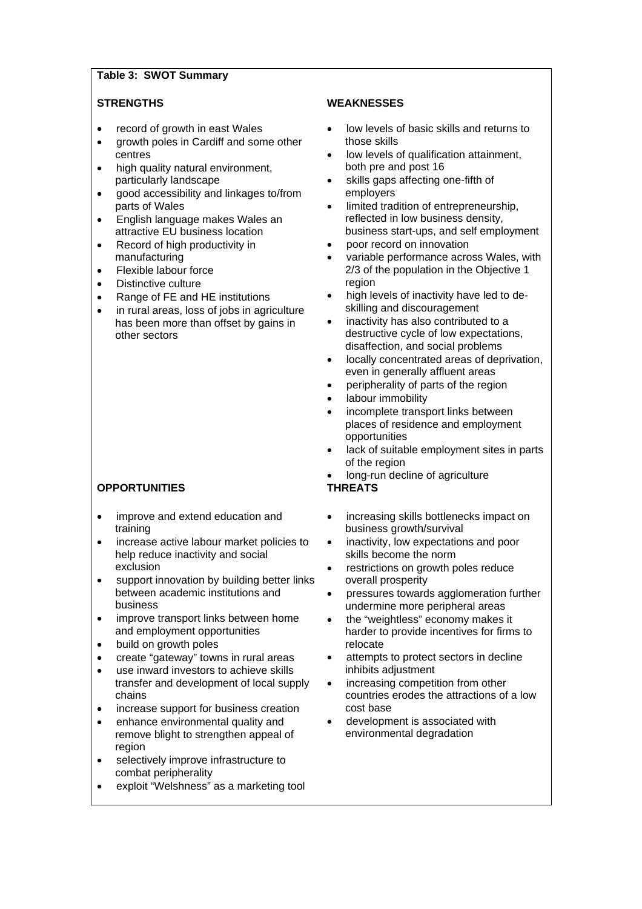**Table 3: SWOT Summary**

**STRENGTHS**

- record of growth in east Wales
- growth poles in Cardiff and some other centres
- high quality natural environment, particularly landscape
- good accessibility and linkages to/from parts of Wales
- English language makes Wales an attractive EU business location
- Record of high productivity in manufacturing
- Flexible labour force
- Distinctive culture
- Range of FE and HE institutions
- in rural areas, loss of jobs in agriculture has been more than offset by gains in other sectors

**WEAKNESSES**

- low levels of basic skills and returns to those skills
- low levels of qualification attainment, both pre and post 16
- skills gaps affecting one-fifth of employers
- limited tradition of entrepreneurship, reflected in low business density, business start-ups, and self employment
- poor record on innovation
- variable performance across Wales, with 2/3 of the population in the Objective 1 region
- high levels of inactivity have led to de-skilling and discouragement
- inactivity has also contributed to a destructive cycle of low expectations, disaffection, and social problems
- locally concentrated areas of deprivation, even in generally affluent areas
- peripherality of parts of the region
- labour immobility
- incomplete transport links between places of residence and employment opportunities
- lack of suitable employment sites in parts of the region
- long-run decline of agriculture

**OPPORTUNITIES**

- improve and extend education and training
- increase active labour market policies to help reduce inactivity and social exclusion
- support innovation by building better links between academic institutions and business
- improve transport links between home and employment opportunities
- build on growth poles
- create "gateway" towns in rural areas
- use inward investors to achieve skills transfer and development of local supply chains
- increase support for business creation
- enhance environmental quality and remove blight to strengthen appeal of region
- selectively improve infrastructure to combat peripherality
- exploit "Welshness" as a marketing tool

**THREATS**

- increasing skills bottlenecks impact on business growth/survival
- inactivity, low expectations and poor skills become the norm
- restrictions on growth poles reduce overall prosperity
- pressures towards agglomeration further undermine more peripheral areas
- the "weightless" economy makes it harder to provide incentives for firms to relocate
- attempts to protect sectors in decline inhibits adjustment
- increasing competition from other countries erodes the attractions of a low cost base
- development is associated with environmental degradation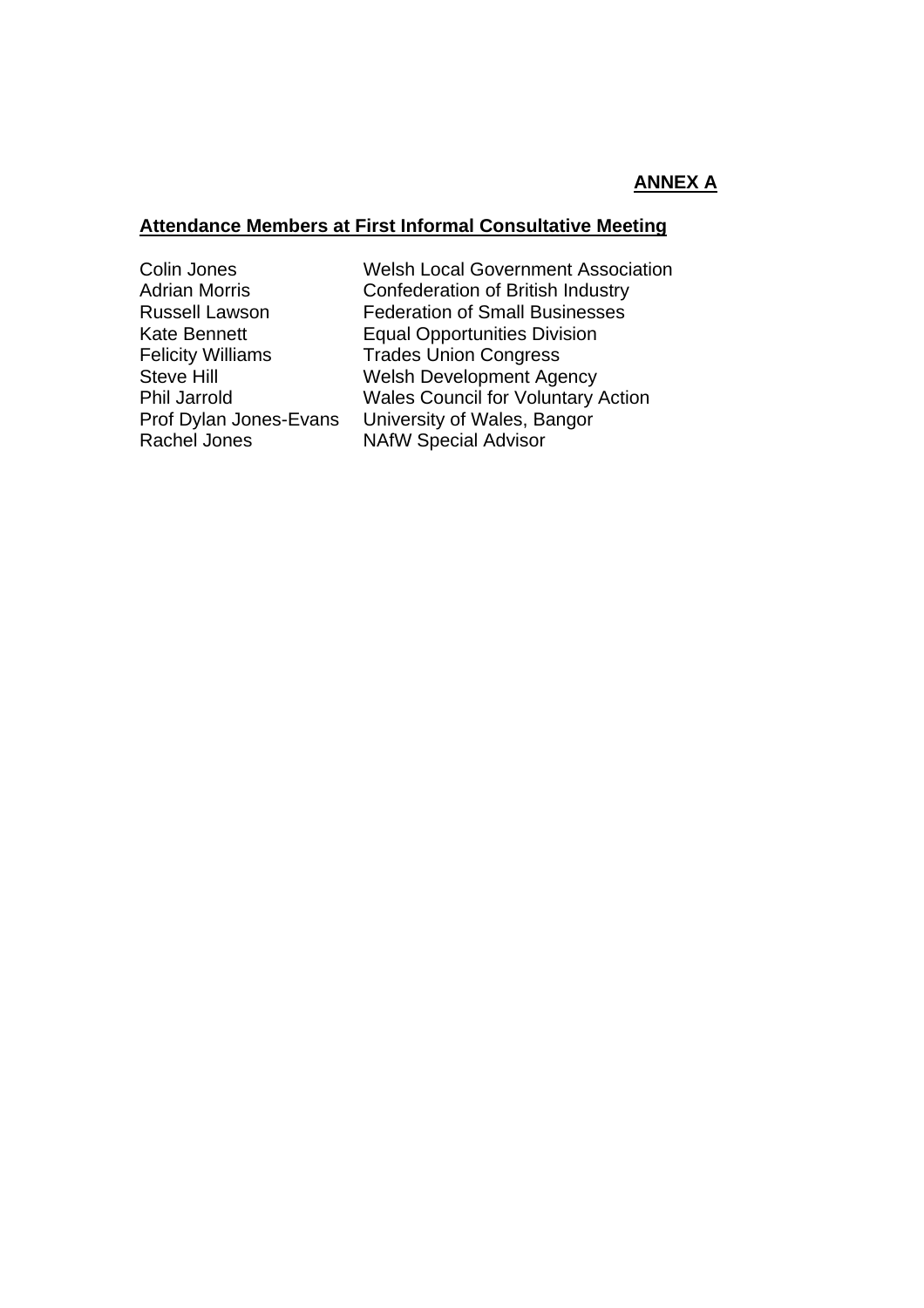**ANNEX A**

**Attendance Members at First Informal Consultative Meeting**

| | |
|---|---|
| Colin Jones | Welsh Local Government Association |
| Adrian Morris | Confederation of British Industry |
| Russell Lawson | Federation of Small Businesses |
| Kate Bennett | Equal Opportunities Division |
| Felicity Williams | Trades Union Congress |
| Steve Hill | Welsh Development Agency |
| Phil Jarrold | Wales Council for Voluntary Action |
| Prof Dylan Jones-Evans | University of Wales, Bangor |
| Rachel Jones | NAfW Special Advisor |